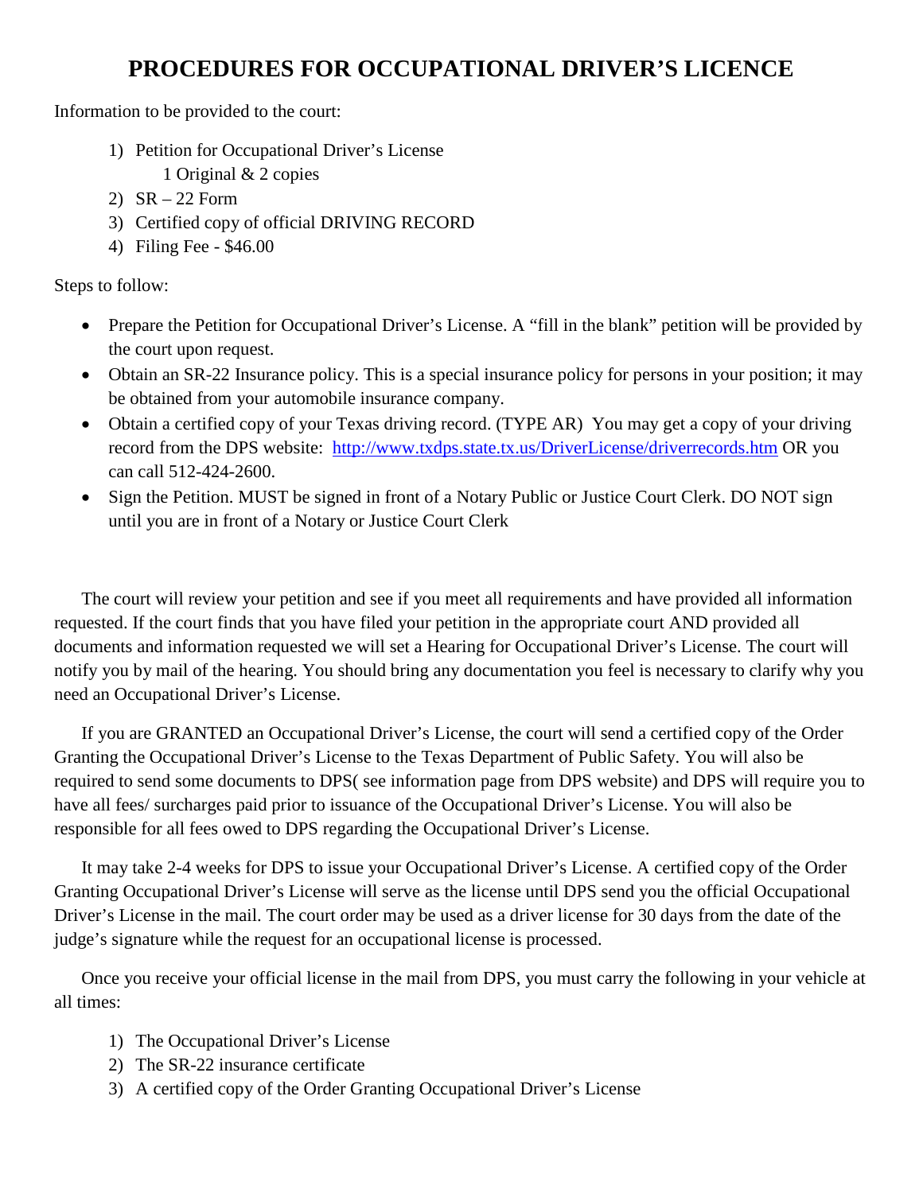# PROCEDURES FOR OCCUPATIONAL DRIVER'S LICENCE

Information to be provided to the court:

1) Petition for Occupational Driver's License
   1 Original & 2 copies
2) SR – 22 Form
3) Certified copy of official DRIVING RECORD
4) Filing Fee - $46.00

Steps to follow:

- Prepare the Petition for Occupational Driver's License. A "fill in the blank" petition will be provided by the court upon request.
- Obtain an SR-22 Insurance policy. This is a special insurance policy for persons in your position; it may be obtained from your automobile insurance company.
- Obtain a certified copy of your Texas driving record. (TYPE AR) You may get a copy of your driving record from the DPS website: http://www.txdps.state.tx.us/DriverLicense/driverrecords.htm OR you can call 512-424-2600.
- Sign the Petition. MUST be signed in front of a Notary Public or Justice Court Clerk. DO NOT sign until you are in front of a Notary or Justice Court Clerk

The court will review your petition and see if you meet all requirements and have provided all information requested. If the court finds that you have filed your petition in the appropriate court AND provided all documents and information requested we will set a Hearing for Occupational Driver's License. The court will notify you by mail of the hearing. You should bring any documentation you feel is necessary to clarify why you need an Occupational Driver's License.

If you are GRANTED an Occupational Driver's License, the court will send a certified copy of the Order Granting the Occupational Driver's License to the Texas Department of Public Safety. You will also be required to send some documents to DPS( see information page from DPS website) and DPS will require you to have all fees/ surcharges paid prior to issuance of the Occupational Driver's License. You will also be responsible for all fees owed to DPS regarding the Occupational Driver's License.

It may take 2-4 weeks for DPS to issue your Occupational Driver's License. A certified copy of the Order Granting Occupational Driver's License will serve as the license until DPS send you the official Occupational Driver's License in the mail. The court order may be used as a driver license for 30 days from the date of the judge's signature while the request for an occupational license is processed.

Once you receive your official license in the mail from DPS, you must carry the following in your vehicle at all times:

1) The Occupational Driver's License
2) The SR-22 insurance certificate
3) A certified copy of the Order Granting Occupational Driver's License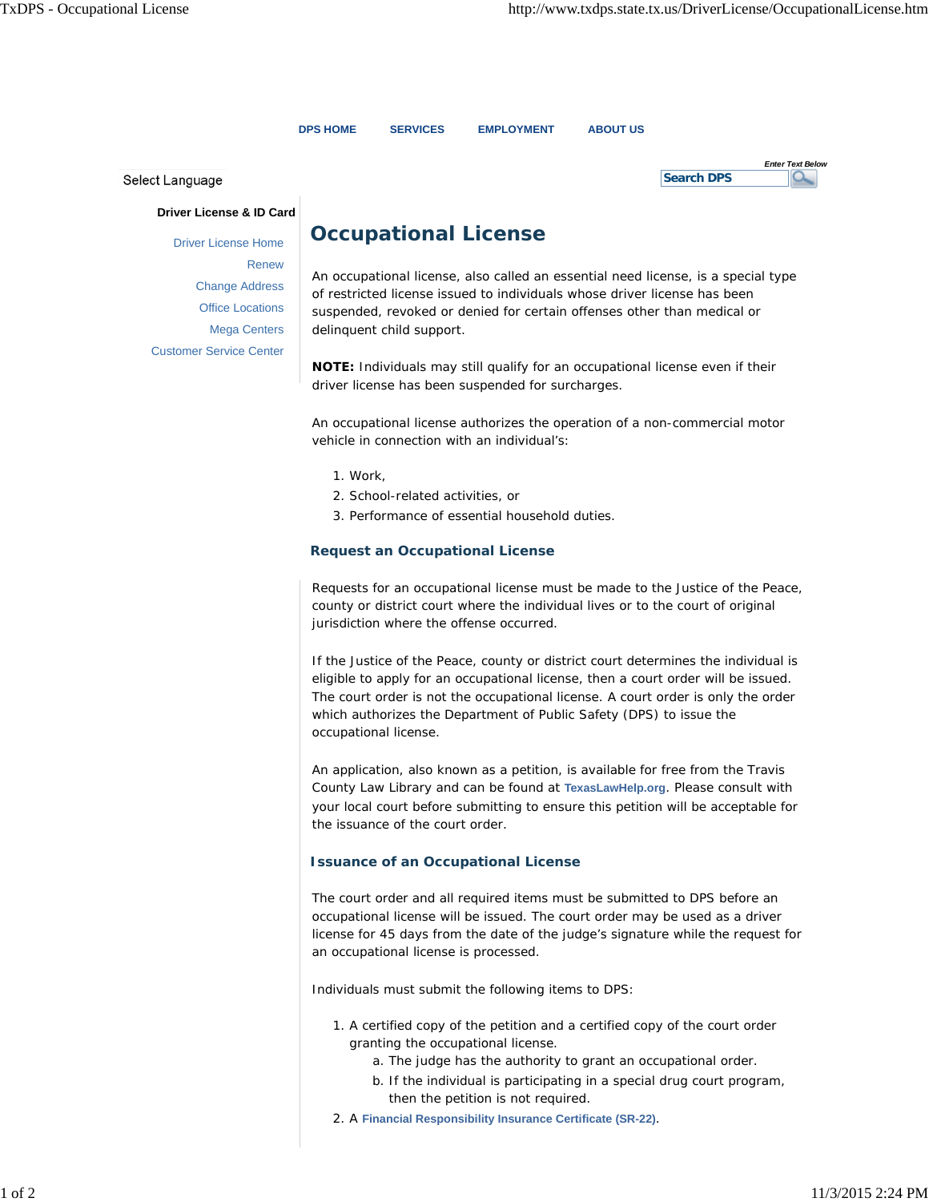# Occupational License

An occupational license, also called an essential need license, is a special type of restricted license issued to individuals whose driver license has been suspended, revoked or denied for certain offenses other than medical or delinquent child support.

**NOTE:** Individuals may still qualify for an occupational license even if their driver license has been suspended for surcharges.

An occupational license authorizes the operation of a non-commercial motor vehicle in connection with an individual's:

1. Work,
2. School-related activities, or
3. Performance of essential household duties.

### Request an Occupational License

Requests for an occupational license must be made to the Justice of the Peace, county or district court where the individual lives or to the court of original jurisdiction where the offense occurred.

If the Justice of the Peace, county or district court determines the individual is eligible to apply for an occupational license, then a court order will be issued. The court order is not the occupational license. A court order is only the order which authorizes the Department of Public Safety (DPS) to issue the occupational license.

An application, also known as a petition, is available for free from the Travis County Law Library and can be found at TexasLawHelp.org. Please consult with your local court before submitting to ensure this petition will be acceptable for the issuance of the court order.

### Issuance of an Occupational License

The court order and all required items must be submitted to DPS before an occupational license will be issued. The court order may be used as a driver license for 45 days from the date of the judge's signature while the request for an occupational license is processed.

Individuals must submit the following items to DPS:

1. A certified copy of the petition and a certified copy of the court order granting the occupational license.
   a. The judge has the authority to grant an occupational order.
   b. If the individual is participating in a special drug court program, then the petition is not required.
2. A Financial Responsibility Insurance Certificate (SR-22).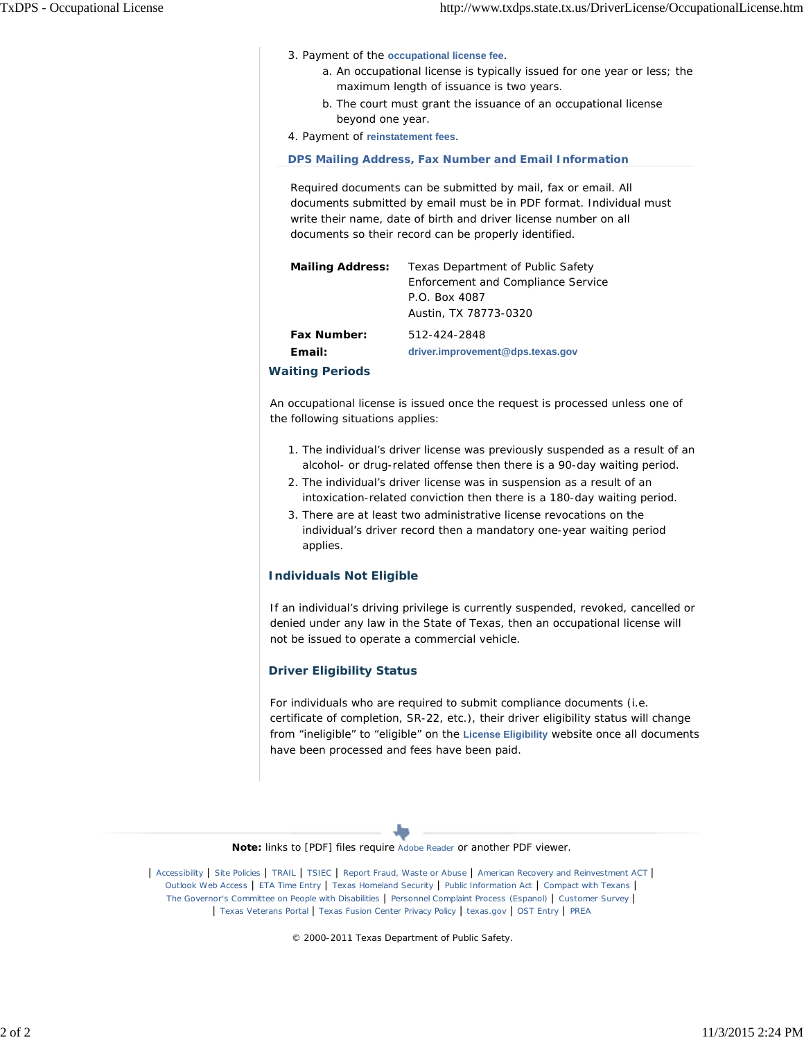3. Payment of the occupational license fee.
    a. An occupational license is typically issued for one year or less; the maximum length of issuance is two years.
    b. The court must grant the issuance of an occupational license beyond one year.
4. Payment of reinstatement fees.

### DPS Mailing Address, Fax Number and Email Information

Required documents can be submitted by mail, fax or email. All documents submitted by email must be in PDF format. Individual must write their name, date of birth and driver license number on all documents so their record can be properly identified.

**Mailing Address:** Texas Department of Public Safety
Enforcement and Compliance Service
P.O. Box 4087
Austin, TX 78773-0320

**Fax Number:** 512-424-2848

**Email:** driver.improvement@dps.texas.gov

## Waiting Periods

An occupational license is issued once the request is processed unless one of the following situations applies:

1. The individual's driver license was previously suspended as a result of an alcohol- or drug-related offense then there is a 90-day waiting period.
2. The individual's driver license was in suspension as a result of an intoxication-related conviction then there is a 180-day waiting period.
3. There are at least two administrative license revocations on the individual's driver record then a mandatory one-year waiting period applies.

## Individuals Not Eligible

If an individual's driving privilege is currently suspended, revoked, cancelled or denied under any law in the State of Texas, then an occupational license will not be issued to operate a commercial vehicle.

## Driver Eligibility Status

For individuals who are required to submit compliance documents (i.e. certificate of completion, SR-22, etc.), their driver eligibility status will change from "ineligible" to "eligible" on the License Eligibility website once all documents have been processed and fees have been paid.

**Note:** links to [PDF] files require Adobe Reader or another PDF viewer.

| Accessibility | Site Policies | TRAIL | TSIEC | Report Fraud, Waste or Abuse | American Recovery and Reinvestment ACT | Outlook Web Access | ETA Time Entry | Texas Homeland Security | Public Information Act | Compact with Texans | The Governor's Committee on People with Disabilities | Personnel Complaint Process (Espanol) | Customer Survey | Texas Veterans Portal | Texas Fusion Center Privacy Policy | texas.gov | OST Entry | PREA

© 2000-2011 Texas Department of Public Safety.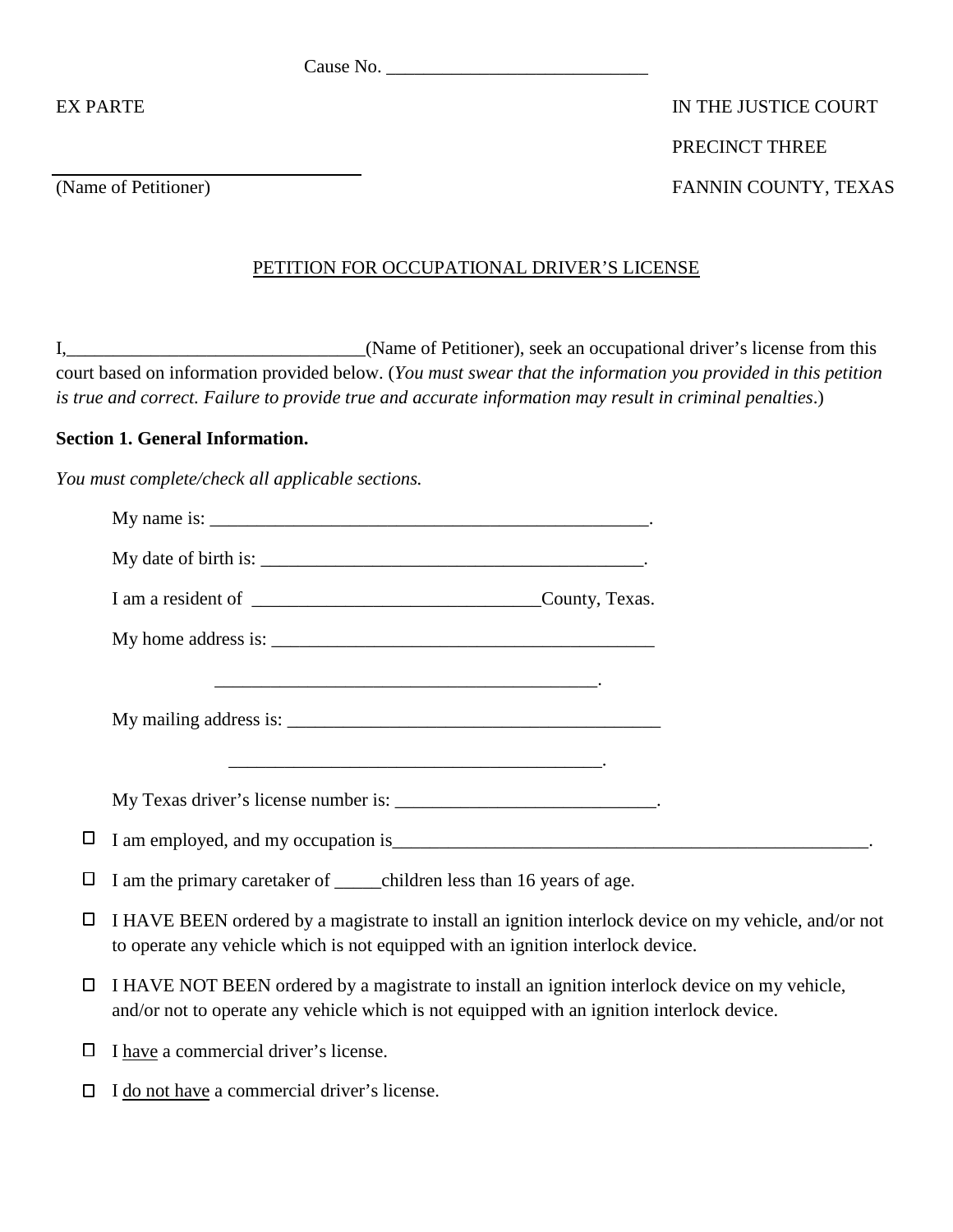Cause No. ____________________________

EX PARTE

IN THE JUSTICE COURT

PRECINCT THREE

FANNIN COUNTY, TEXAS

_________________________________
(Name of Petitioner)

PETITION FOR OCCUPATIONAL DRIVER'S LICENSE

I,________________________________(Name of Petitioner), seek an occupational driver's license from this court based on information provided below. (*You must swear that the information you provided in this petition is true and correct. Failure to provide true and accurate information may result in criminal penalties*.)

**Section 1. General Information.**

*You must complete/check all applicable sections.*

My name is: _________________________________________________.

My date of birth is: __________________________________________.

I am a resident of _______________________________County, Texas.

My home address is: __________________________________________

_________________________________________.

My mailing address is: _________________________________________

________________________________________.

My Texas driver's license number is: ____________________________.

☐ I am employed, and my occupation is______________________________________________________.

☐ I am the primary caretaker of _____children less than 16 years of age.

☐ I HAVE BEEN ordered by a magistrate to install an ignition interlock device on my vehicle, and/or not to operate any vehicle which is not equipped with an ignition interlock device.

☐ I HAVE NOT BEEN ordered by a magistrate to install an ignition interlock device on my vehicle, and/or not to operate any vehicle which is not equipped with an ignition interlock device.

☐ I have a commercial driver's license.

☐ I do not have a commercial driver's license.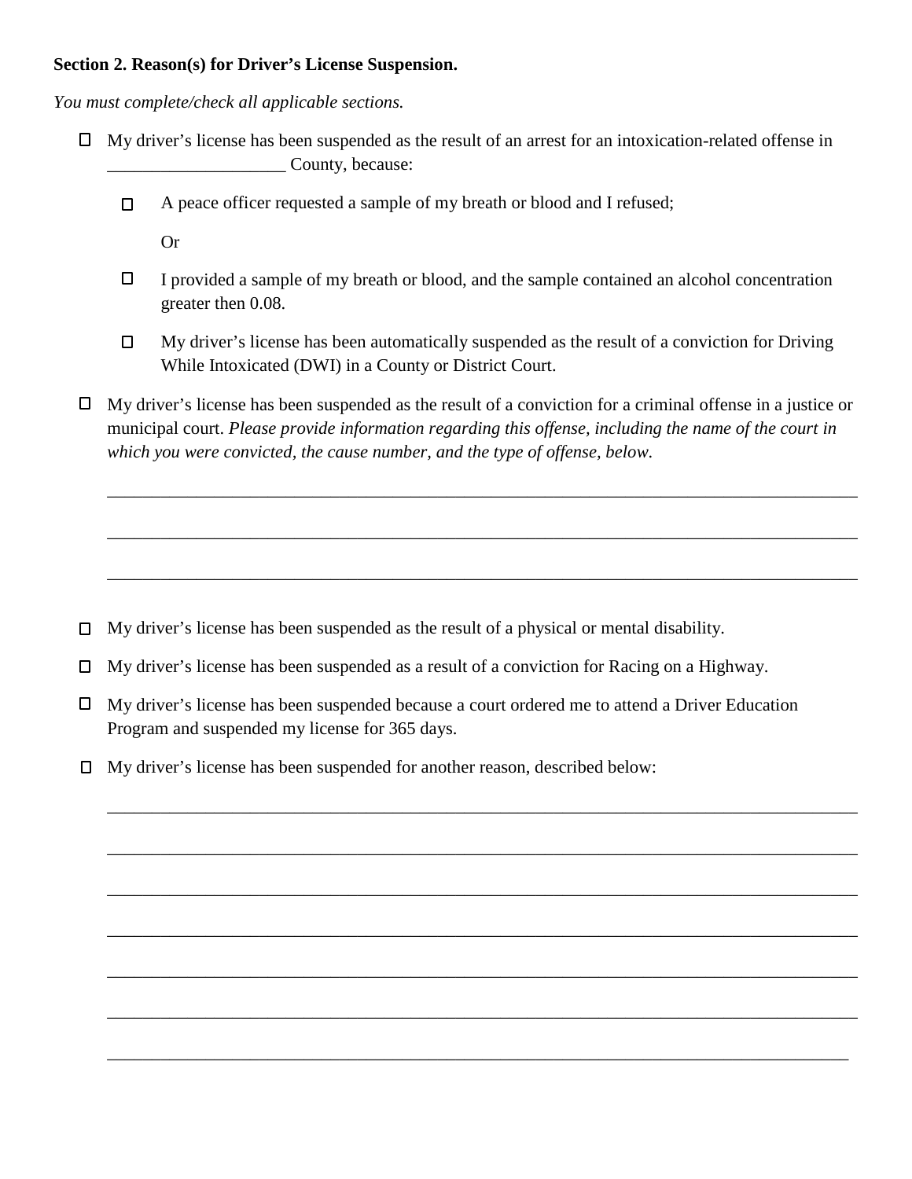**Section 2. Reason(s) for Driver's License Suspension.**

*You must complete/check all applicable sections.*

- ☐ My driver's license has been suspended as the result of an arrest for an intoxication-related offense in ____________________ County, because:

  - ☐ A peace officer requested a sample of my breath or blood and I refused;

    Or

  - ☐ I provided a sample of my breath or blood, and the sample contained an alcohol concentration greater then 0.08.

  - ☐ My driver's license has been automatically suspended as the result of a conviction for Driving While Intoxicated (DWI) in a County or District Court.

- ☐ My driver's license has been suspended as the result of a conviction for a criminal offense in a justice or municipal court. *Please provide information regarding this offense, including the name of the court in which you were convicted, the cause number, and the type of offense, below.*

  ________________________________________________________________________________

  ________________________________________________________________________________

  ________________________________________________________________________________

- ☐ My driver's license has been suspended as the result of a physical or mental disability.

- ☐ My driver's license has been suspended as a result of a conviction for Racing on a Highway.

- ☐ My driver's license has been suspended because a court ordered me to attend a Driver Education Program and suspended my license for 365 days.

- ☐ My driver's license has been suspended for another reason, described below:

  ________________________________________________________________________________

  ________________________________________________________________________________

  ________________________________________________________________________________

  ________________________________________________________________________________

  ________________________________________________________________________________

  ________________________________________________________________________________

  ________________________________________________________________________________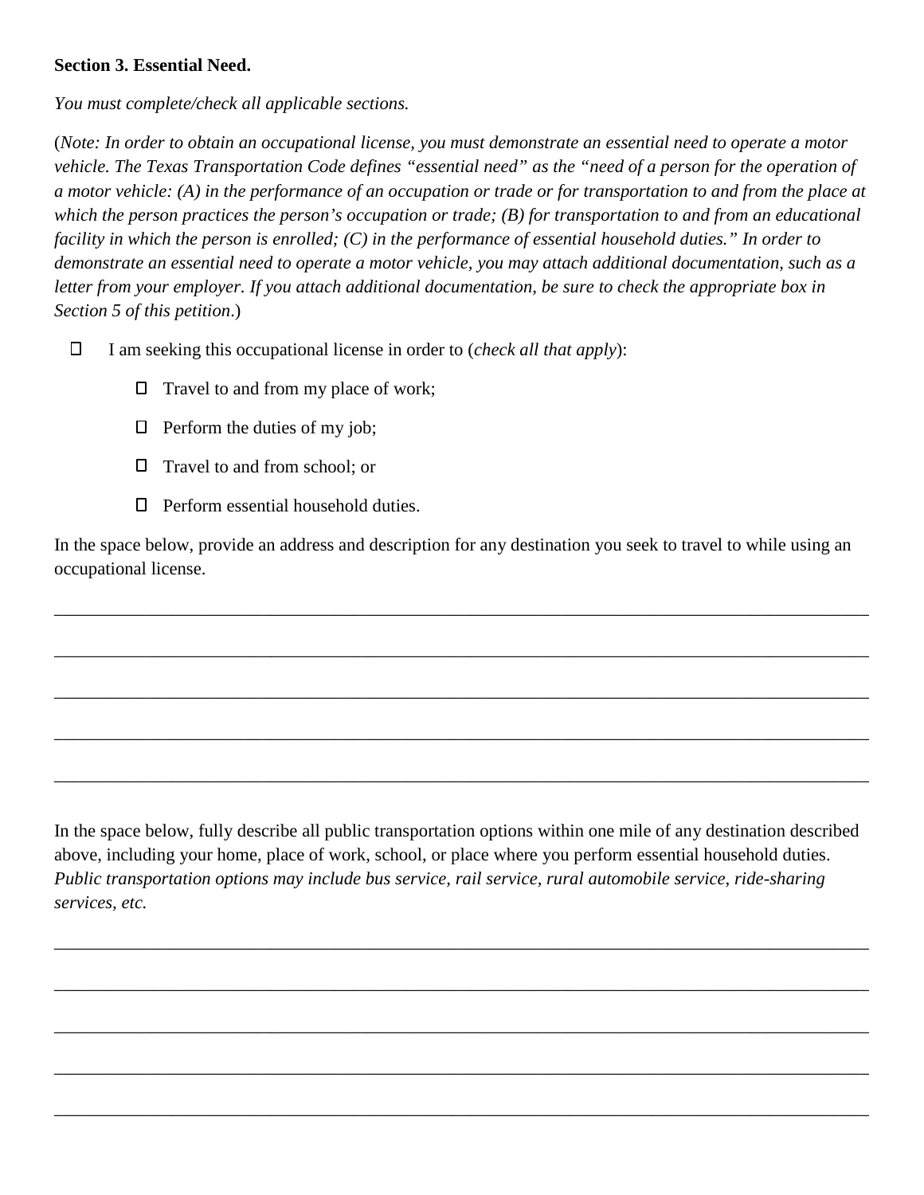**Section 3. Essential Need.**

*You must complete/check all applicable sections.*

(*Note: In order to obtain an occupational license, you must demonstrate an essential need to operate a motor vehicle. The Texas Transportation Code defines "essential need" as the "need of a person for the operation of a motor vehicle: (A) in the performance of an occupation or trade or for transportation to and from the place at which the person practices the person's occupation or trade; (B) for transportation to and from an educational facility in which the person is enrolled; (C) in the performance of essential household duties." In order to demonstrate an essential need to operate a motor vehicle, you may attach additional documentation, such as a letter from your employer. If you attach additional documentation, be sure to check the appropriate box in Section 5 of this petition*.)

☐ I am seeking this occupational license in order to (*check all that apply*):

- ☐ Travel to and from my place of work;
- ☐ Perform the duties of my job;
- ☐ Travel to and from school; or
- ☐ Perform essential household duties.

In the space below, provide an address and description for any destination you seek to travel to while using an occupational license.

______________________________________________________________________________

______________________________________________________________________________

______________________________________________________________________________

______________________________________________________________________________

______________________________________________________________________________

In the space below, fully describe all public transportation options within one mile of any destination described above, including your home, place of work, school, or place where you perform essential household duties. *Public transportation options may include bus service, rail service, rural automobile service, ride-sharing services, etc.*

______________________________________________________________________________

______________________________________________________________________________

______________________________________________________________________________

______________________________________________________________________________

______________________________________________________________________________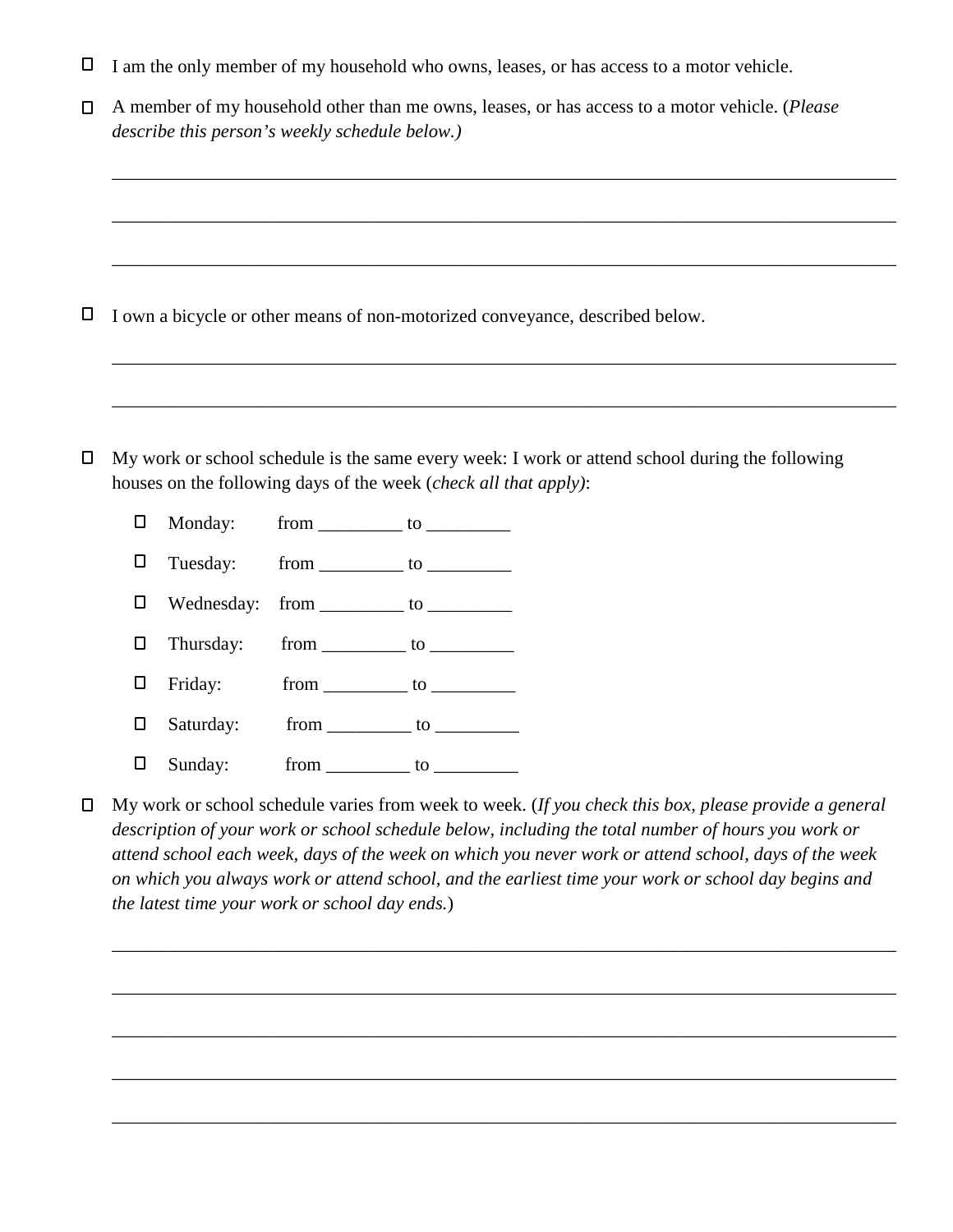- ☐ I am the only member of my household who owns, leases, or has access to a motor vehicle.

- ☐ A member of my household other than me owns, leases, or has access to a motor vehicle. (*Please describe this person's weekly schedule below.)*

  ______________________________________________________________________________

  ______________________________________________________________________________

  ______________________________________________________________________________

- ☐ I own a bicycle or other means of non-motorized conveyance, described below.

  ______________________________________________________________________________

  ______________________________________________________________________________

- ☐ My work or school schedule is the same every week: I work or attend school during the following houses on the following days of the week (*check all that apply)*:

  - ☐ Monday: from _________ to _________
  - ☐ Tuesday: from _________ to _________
  - ☐ Wednesday: from _________ to _________
  - ☐ Thursday: from _________ to _________
  - ☐ Friday: from _________ to _________
  - ☐ Saturday: from _________ to _________
  - ☐ Sunday: from _________ to _________

- ☐ My work or school schedule varies from week to week. (*If you check this box, please provide a general description of your work or school schedule below, including the total number of hours you work or attend school each week, days of the week on which you never work or attend school, days of the week on which you always work or attend school, and the earliest time your work or school day begins and the latest time your work or school day ends.*)

  ______________________________________________________________________________

  ______________________________________________________________________________

  ______________________________________________________________________________

  ______________________________________________________________________________

  ______________________________________________________________________________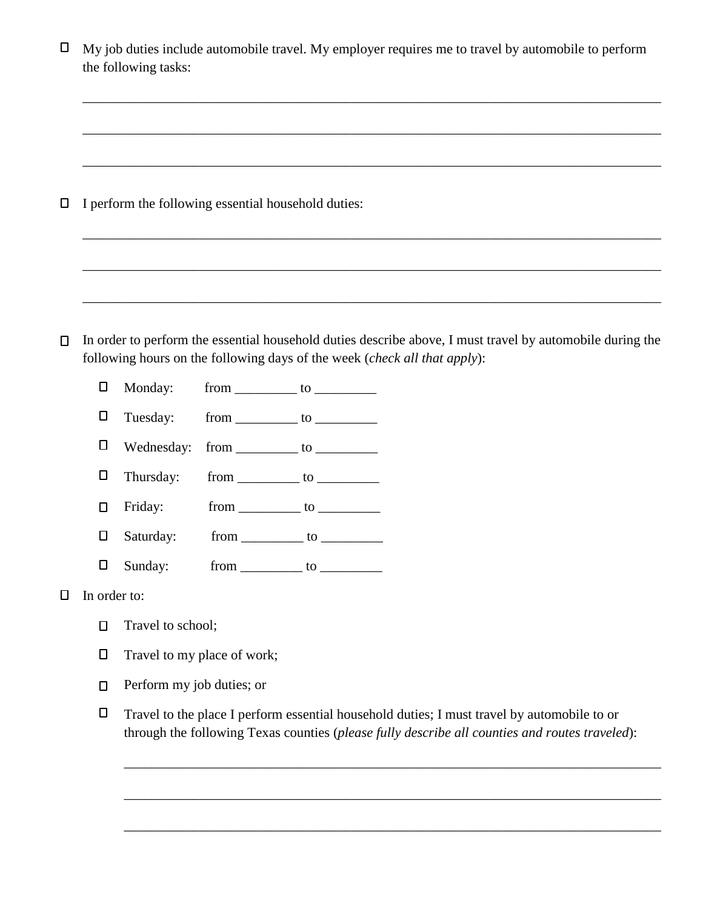☐ My job duties include automobile travel. My employer requires me to travel by automobile to perform the following tasks:

______________________________________________________________________________

______________________________________________________________________________

______________________________________________________________________________

☐ I perform the following essential household duties:

______________________________________________________________________________

______________________________________________________________________________

______________________________________________________________________________

☐ In order to perform the essential household duties describe above, I must travel by automobile during the following hours on the following days of the week (*check all that apply*):

- ☐ Monday: from _________ to _________
- ☐ Tuesday: from _________ to _________
- ☐ Wednesday: from _________ to _________
- ☐ Thursday: from _________ to _________
- ☐ Friday: from _________ to _________
- ☐ Saturday: from _________ to _________
- ☐ Sunday: from _________ to _________

☐ In order to:

- ☐ Travel to school;
- ☐ Travel to my place of work;
- ☐ Perform my job duties; or
- ☐ Travel to the place I perform essential household duties; I must travel by automobile to or through the following Texas counties (*please fully describe all counties and routes traveled*):

  ______________________________________________________________________________

  ______________________________________________________________________________

  ______________________________________________________________________________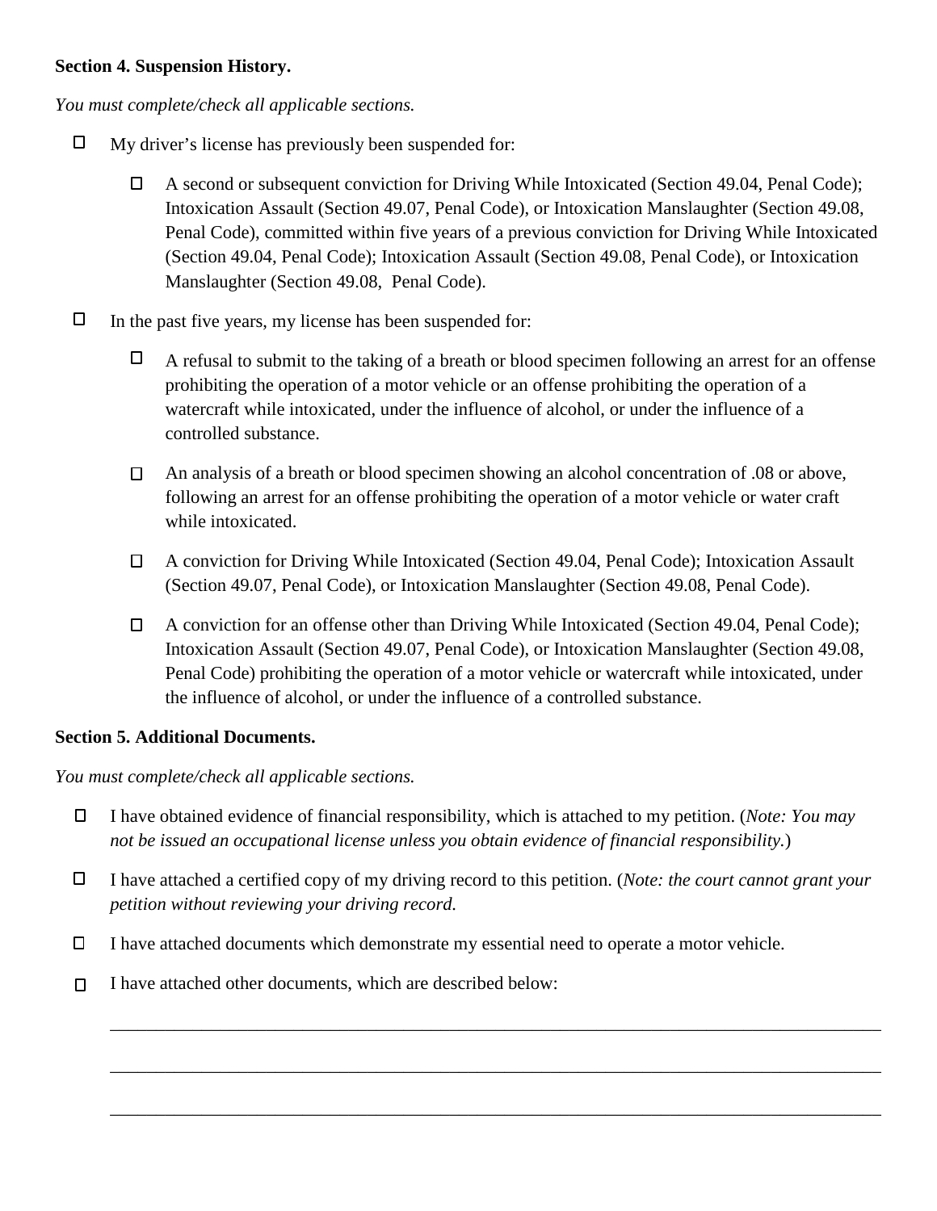**Section 4. Suspension History.**

*You must complete/check all applicable sections.*

- ☐ My driver's license has previously been suspended for:
  - ☐ A second or subsequent conviction for Driving While Intoxicated (Section 49.04, Penal Code); Intoxication Assault (Section 49.07, Penal Code), or Intoxication Manslaughter (Section 49.08, Penal Code), committed within five years of a previous conviction for Driving While Intoxicated (Section 49.04, Penal Code); Intoxication Assault (Section 49.08, Penal Code), or Intoxication Manslaughter (Section 49.08, Penal Code).
- ☐ In the past five years, my license has been suspended for:
  - ☐ A refusal to submit to the taking of a breath or blood specimen following an arrest for an offense prohibiting the operation of a motor vehicle or an offense prohibiting the operation of a watercraft while intoxicated, under the influence of alcohol, or under the influence of a controlled substance.
  - ☐ An analysis of a breath or blood specimen showing an alcohol concentration of .08 or above, following an arrest for an offense prohibiting the operation of a motor vehicle or water craft while intoxicated.
  - ☐ A conviction for Driving While Intoxicated (Section 49.04, Penal Code); Intoxication Assault (Section 49.07, Penal Code), or Intoxication Manslaughter (Section 49.08, Penal Code).
  - ☐ A conviction for an offense other than Driving While Intoxicated (Section 49.04, Penal Code); Intoxication Assault (Section 49.07, Penal Code), or Intoxication Manslaughter (Section 49.08, Penal Code) prohibiting the operation of a motor vehicle or watercraft while intoxicated, under the influence of alcohol, or under the influence of a controlled substance.

**Section 5. Additional Documents.**

*You must complete/check all applicable sections.*

- ☐ I have obtained evidence of financial responsibility, which is attached to my petition. (*Note: You may not be issued an occupational license unless you obtain evidence of financial responsibility.*)
- ☐ I have attached a certified copy of my driving record to this petition. (*Note: the court cannot grant your petition without reviewing your driving record.*
- ☐ I have attached documents which demonstrate my essential need to operate a motor vehicle.
- ☐ I have attached other documents, which are described below:

______________________________________________________________________________

______________________________________________________________________________

______________________________________________________________________________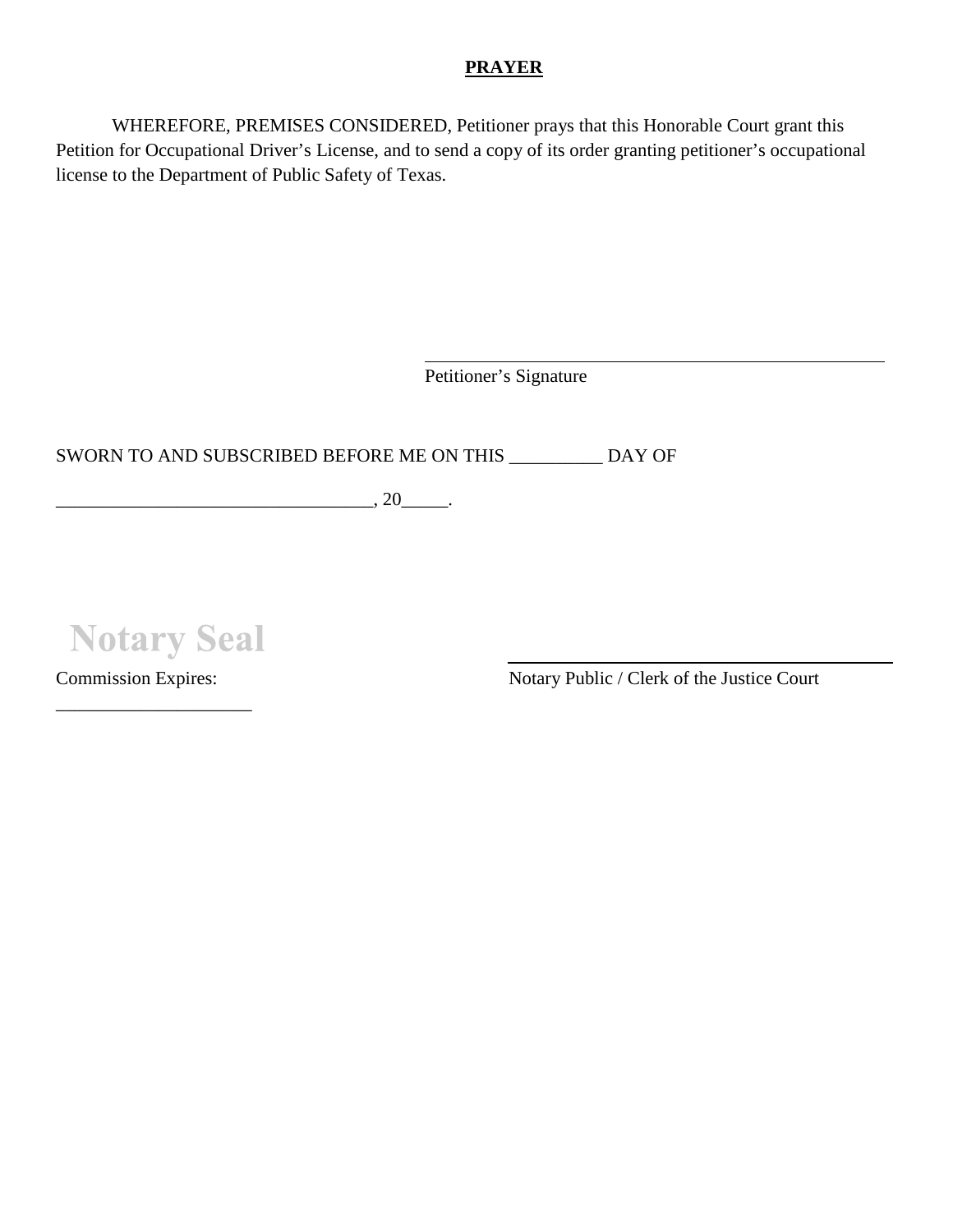**PRAYER**

WHEREFORE, PREMISES CONSIDERED, Petitioner prays that this Honorable Court grant this Petition for Occupational Driver's License, and to send a copy of its order granting petitioner's occupational license to the Department of Public Safety of Texas.

\_\_\_\_\_\_\_\_\_\_\_\_\_\_\_\_\_\_\_\_\_\_\_\_\_\_\_\_\_\_\_\_\_\_\_\_\_\_\_\_\_\_\_\_\_\_\_\_\_\_\_\_
Petitioner's Signature

SWORN TO AND SUBSCRIBED BEFORE ME ON THIS __________ DAY OF

__________________________________, 20_____.

Notary Seal

Commission Expires: _____________________

\_\_\_\_\_\_\_\_\_\_\_\_\_\_\_\_\_\_\_\_\_\_\_\_\_\_\_\_\_\_\_\_\_\_\_\_\_\_\_\_\_\_\_\_
Notary Public / Clerk of the Justice Court